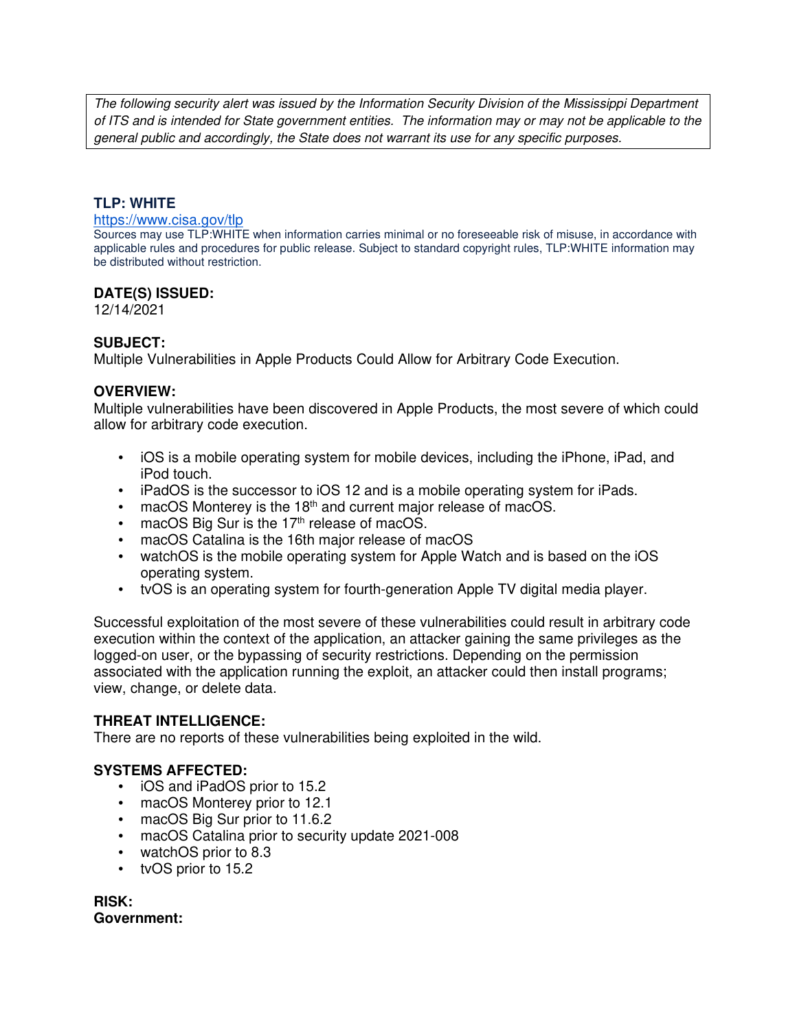*The following security alert was issued by the Information Security Division of the Mississippi Department of ITS and is intended for State government entities. The information may or may not be applicable to the general public and accordingly, the State does not warrant its use for any specific purposes.*

**TLP: WHITE**

https://www.cisa.gov/tlp

Sources may use TLP:WHITE when information carries minimal or no foreseeable risk of misuse, in accordance with applicable rules and procedures for public release. Subject to standard copyright rules, TLP:WHITE information may be distributed without restriction.

**DATE(S) ISSUED:**

12/14/2021

**SUBJECT:**

Multiple Vulnerabilities in Apple Products Could Allow for Arbitrary Code Execution.

**OVERVIEW:**

Multiple vulnerabilities have been discovered in Apple Products, the most severe of which could allow for arbitrary code execution.

- iOS is a mobile operating system for mobile devices, including the iPhone, iPad, and iPod touch.
- iPadOS is the successor to iOS 12 and is a mobile operating system for iPads.
- macOS Monterey is the 18th and current major release of macOS.
- macOS Big Sur is the 17th release of macOS.
- macOS Catalina is the 16th major release of macOS
- watchOS is the mobile operating system for Apple Watch and is based on the iOS operating system.
- tvOS is an operating system for fourth-generation Apple TV digital media player.

Successful exploitation of the most severe of these vulnerabilities could result in arbitrary code execution within the context of the application, an attacker gaining the same privileges as the logged-on user, or the bypassing of security restrictions. Depending on the permission associated with the application running the exploit, an attacker could then install programs; view, change, or delete data.

**THREAT INTELLIGENCE:**

There are no reports of these vulnerabilities being exploited in the wild.

**SYSTEMS AFFECTED:**

- iOS and iPadOS prior to 15.2
- macOS Monterey prior to 12.1
- macOS Big Sur prior to 11.6.2
- macOS Catalina prior to security update 2021-008
- watchOS prior to 8.3
- tvOS prior to 15.2

**RISK:**

**Government:**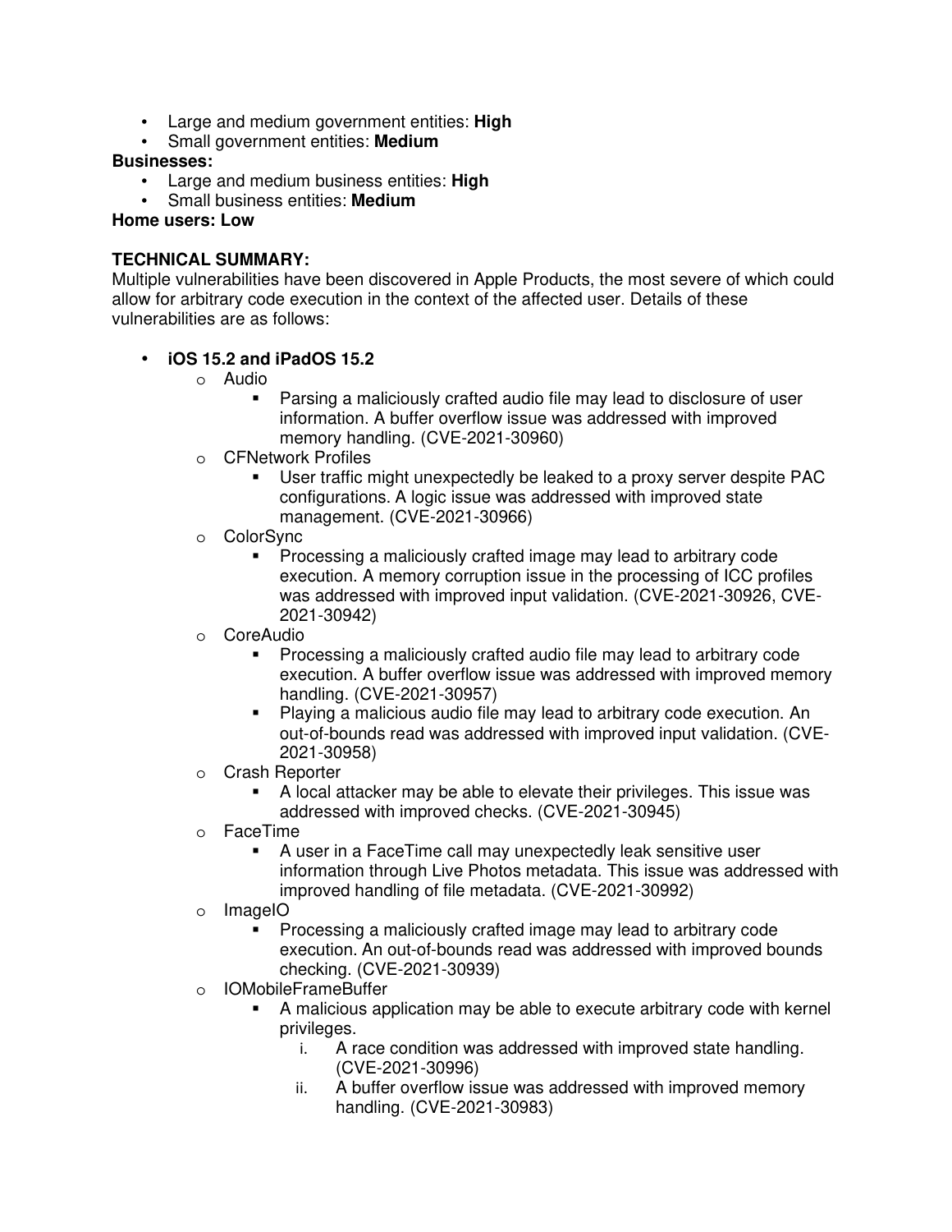- Large and medium government entities: **High**
- Small government entities: **Medium**

**Businesses:**

- Large and medium business entities: **High**
- Small business entities: **Medium**

**Home users: Low**

**TECHNICAL SUMMARY:**

Multiple vulnerabilities have been discovered in Apple Products, the most severe of which could allow for arbitrary code execution in the context of the affected user. Details of these vulnerabilities are as follows:

- **iOS 15.2 and iPadOS 15.2**
  - Audio
    - Parsing a maliciously crafted audio file may lead to disclosure of user information. A buffer overflow issue was addressed with improved memory handling. (CVE-2021-30960)
  - CFNetwork Profiles
    - User traffic might unexpectedly be leaked to a proxy server despite PAC configurations. A logic issue was addressed with improved state management. (CVE-2021-30966)
  - ColorSync
    - Processing a maliciously crafted image may lead to arbitrary code execution. A memory corruption issue in the processing of ICC profiles was addressed with improved input validation. (CVE-2021-30926, CVE-2021-30942)
  - CoreAudio
    - Processing a maliciously crafted audio file may lead to arbitrary code execution. A buffer overflow issue was addressed with improved memory handling. (CVE-2021-30957)
    - Playing a malicious audio file may lead to arbitrary code execution. An out-of-bounds read was addressed with improved input validation. (CVE-2021-30958)
  - Crash Reporter
    - A local attacker may be able to elevate their privileges. This issue was addressed with improved checks. (CVE-2021-30945)
  - FaceTime
    - A user in a FaceTime call may unexpectedly leak sensitive user information through Live Photos metadata. This issue was addressed with improved handling of file metadata. (CVE-2021-30992)
  - ImageIO
    - Processing a maliciously crafted image may lead to arbitrary code execution. An out-of-bounds read was addressed with improved bounds checking. (CVE-2021-30939)
  - IOMobileFrameBuffer
    - A malicious application may be able to execute arbitrary code with kernel privileges.
      1. A race condition was addressed with improved state handling. (CVE-2021-30996)
      2. A buffer overflow issue was addressed with improved memory handling. (CVE-2021-30983)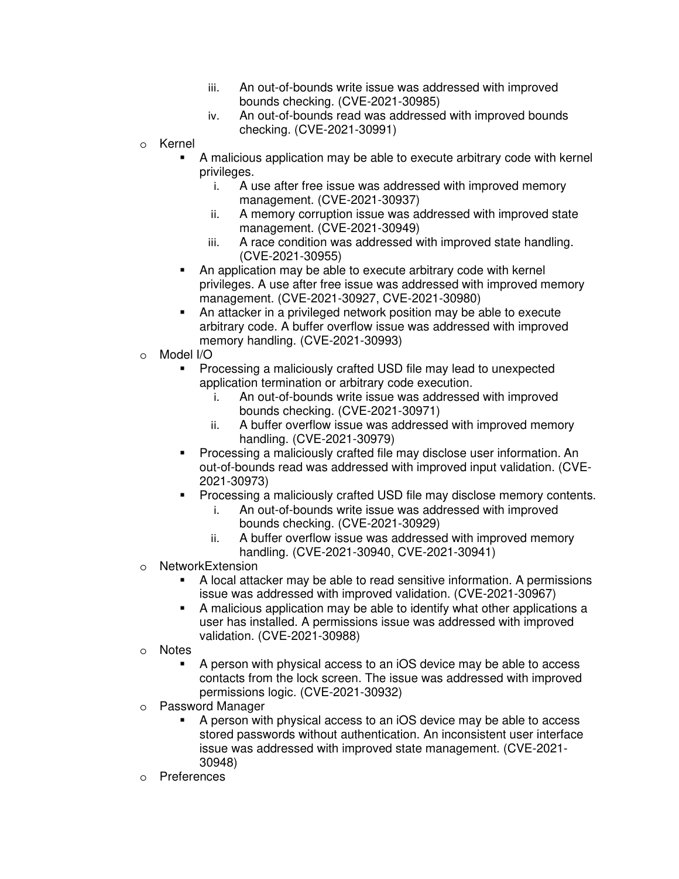iii. An out-of-bounds write issue was addressed with improved bounds checking. (CVE-2021-30985)
   iv. An out-of-bounds read was addressed with improved bounds checking. (CVE-2021-30991)

- Kernel
  - A malicious application may be able to execute arbitrary code with kernel privileges.
    1. A use after free issue was addressed with improved memory management. (CVE-2021-30937)
    2. A memory corruption issue was addressed with improved state management. (CVE-2021-30949)
    3. A race condition was addressed with improved state handling. (CVE-2021-30955)
  - An application may be able to execute arbitrary code with kernel privileges. A use after free issue was addressed with improved memory management. (CVE-2021-30927, CVE-2021-30980)
  - An attacker in a privileged network position may be able to execute arbitrary code. A buffer overflow issue was addressed with improved memory handling. (CVE-2021-30993)
- Model I/O
  - Processing a maliciously crafted USD file may lead to unexpected application termination or arbitrary code execution.
    1. An out-of-bounds write issue was addressed with improved bounds checking. (CVE-2021-30971)
    2. A buffer overflow issue was addressed with improved memory handling. (CVE-2021-30979)
  - Processing a maliciously crafted file may disclose user information. An out-of-bounds read was addressed with improved input validation. (CVE-2021-30973)
  - Processing a maliciously crafted USD file may disclose memory contents.
    1. An out-of-bounds write issue was addressed with improved bounds checking. (CVE-2021-30929)
    2. A buffer overflow issue was addressed with improved memory handling. (CVE-2021-30940, CVE-2021-30941)
- NetworkExtension
  - A local attacker may be able to read sensitive information. A permissions issue was addressed with improved validation. (CVE-2021-30967)
  - A malicious application may be able to identify what other applications a user has installed. A permissions issue was addressed with improved validation. (CVE-2021-30988)
- Notes
  - A person with physical access to an iOS device may be able to access contacts from the lock screen. The issue was addressed with improved permissions logic. (CVE-2021-30932)
- Password Manager
  - A person with physical access to an iOS device may be able to access stored passwords without authentication. An inconsistent user interface issue was addressed with improved state management. (CVE-2021-30948)
- Preferences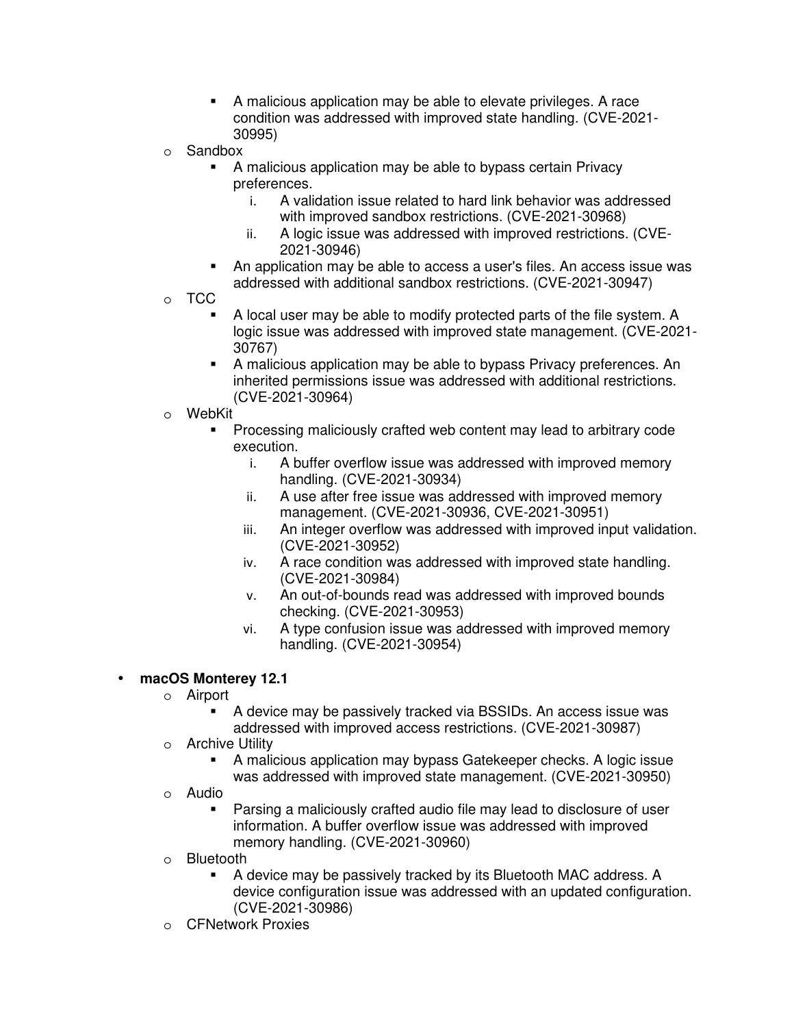- A malicious application may be able to elevate privileges. A race condition was addressed with improved state handling. (CVE-2021-30995)
  - Sandbox
      - A malicious application may be able to bypass certain Privacy preferences.
          1. A validation issue related to hard link behavior was addressed with improved sandbox restrictions. (CVE-2021-30968)
          2. A logic issue was addressed with improved restrictions. (CVE-2021-30946)
      - An application may be able to access a user's files. An access issue was addressed with additional sandbox restrictions. (CVE-2021-30947)
  - TCC
      - A local user may be able to modify protected parts of the file system. A logic issue was addressed with improved state management. (CVE-2021-30767)
      - A malicious application may be able to bypass Privacy preferences. An inherited permissions issue was addressed with additional restrictions. (CVE-2021-30964)
  - WebKit
      - Processing maliciously crafted web content may lead to arbitrary code execution.
          1. A buffer overflow issue was addressed with improved memory handling. (CVE-2021-30934)
          2. A use after free issue was addressed with improved memory management. (CVE-2021-30936, CVE-2021-30951)
          3. An integer overflow was addressed with improved input validation. (CVE-2021-30952)
          4. A race condition was addressed with improved state handling. (CVE-2021-30984)
          5. An out-of-bounds read was addressed with improved bounds checking. (CVE-2021-30953)
          6. A type confusion issue was addressed with improved memory handling. (CVE-2021-30954)

- **macOS Monterey 12.1**
  - Airport
      - A device may be passively tracked via BSSIDs. An access issue was addressed with improved access restrictions. (CVE-2021-30987)
  - Archive Utility
      - A malicious application may bypass Gatekeeper checks. A logic issue was addressed with improved state management. (CVE-2021-30950)
  - Audio
      - Parsing a maliciously crafted audio file may lead to disclosure of user information. A buffer overflow issue was addressed with improved memory handling. (CVE-2021-30960)
  - Bluetooth
      - A device may be passively tracked by its Bluetooth MAC address. A device configuration issue was addressed with an updated configuration. (CVE-2021-30986)
  - CFNetwork Proxies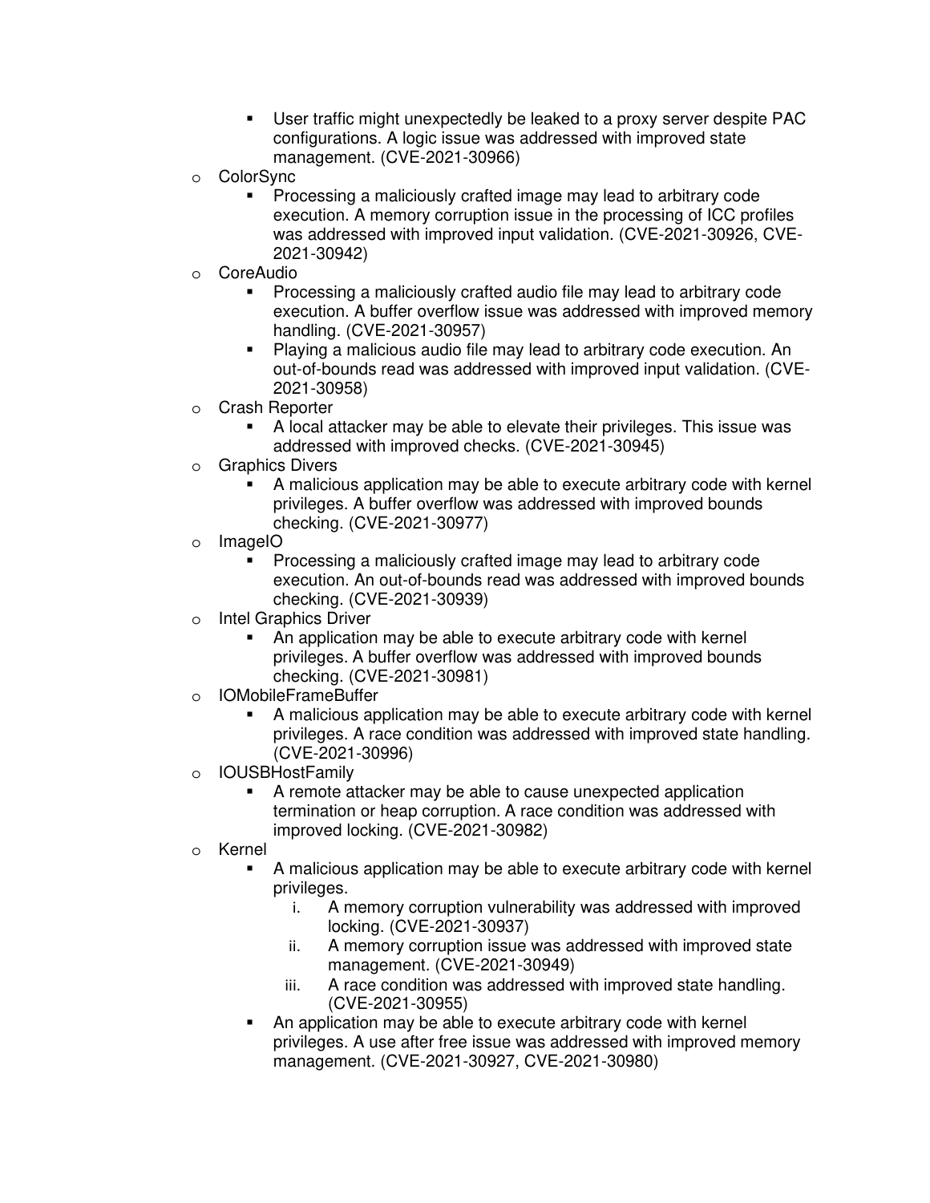- User traffic might unexpectedly be leaked to a proxy server despite PAC configurations. A logic issue was addressed with improved state management. (CVE-2021-30966)
- ColorSync
    - Processing a maliciously crafted image may lead to arbitrary code execution. A memory corruption issue in the processing of ICC profiles was addressed with improved input validation. (CVE-2021-30926, CVE-2021-30942)
- CoreAudio
    - Processing a maliciously crafted audio file may lead to arbitrary code execution. A buffer overflow issue was addressed with improved memory handling. (CVE-2021-30957)
    - Playing a malicious audio file may lead to arbitrary code execution. An out-of-bounds read was addressed with improved input validation. (CVE-2021-30958)
- Crash Reporter
    - A local attacker may be able to elevate their privileges. This issue was addressed with improved checks. (CVE-2021-30945)
- Graphics Divers
    - A malicious application may be able to execute arbitrary code with kernel privileges. A buffer overflow was addressed with improved bounds checking. (CVE-2021-30977)
- ImageIO
    - Processing a maliciously crafted image may lead to arbitrary code execution. An out-of-bounds read was addressed with improved bounds checking. (CVE-2021-30939)
- Intel Graphics Driver
    - An application may be able to execute arbitrary code with kernel privileges. A buffer overflow was addressed with improved bounds checking. (CVE-2021-30981)
- IOMobileFrameBuffer
    - A malicious application may be able to execute arbitrary code with kernel privileges. A race condition was addressed with improved state handling. (CVE-2021-30996)
- IOUSBHostFamily
    - A remote attacker may be able to cause unexpected application termination or heap corruption. A race condition was addressed with improved locking. (CVE-2021-30982)
- Kernel
    - A malicious application may be able to execute arbitrary code with kernel privileges.
        i. A memory corruption vulnerability was addressed with improved locking. (CVE-2021-30937)
        ii. A memory corruption issue was addressed with improved state management. (CVE-2021-30949)
        iii. A race condition was addressed with improved state handling. (CVE-2021-30955)
    - An application may be able to execute arbitrary code with kernel privileges. A use after free issue was addressed with improved memory management. (CVE-2021-30927, CVE-2021-30980)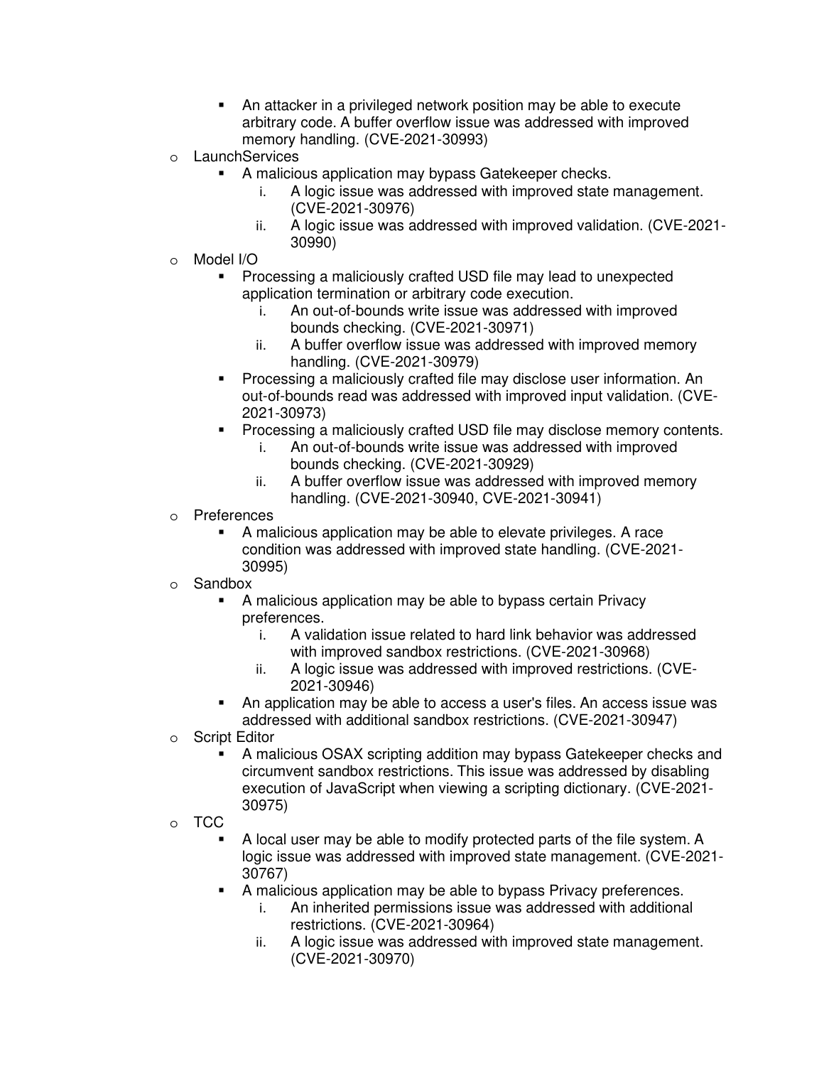- An attacker in a privileged network position may be able to execute arbitrary code. A buffer overflow issue was addressed with improved memory handling. (CVE-2021-30993)

- LaunchServices
  - A malicious application may bypass Gatekeeper checks.
    1. A logic issue was addressed with improved state management. (CVE-2021-30976)
    2. A logic issue was addressed with improved validation. (CVE-2021-30990)
- Model I/O
  - Processing a maliciously crafted USD file may lead to unexpected application termination or arbitrary code execution.
    1. An out-of-bounds write issue was addressed with improved bounds checking. (CVE-2021-30971)
    2. A buffer overflow issue was addressed with improved memory handling. (CVE-2021-30979)
  - Processing a maliciously crafted file may disclose user information. An out-of-bounds read was addressed with improved input validation. (CVE-2021-30973)
  - Processing a maliciously crafted USD file may disclose memory contents.
    1. An out-of-bounds write issue was addressed with improved bounds checking. (CVE-2021-30929)
    2. A buffer overflow issue was addressed with improved memory handling. (CVE-2021-30940, CVE-2021-30941)
- Preferences
  - A malicious application may be able to elevate privileges. A race condition was addressed with improved state handling. (CVE-2021-30995)
- Sandbox
  - A malicious application may be able to bypass certain Privacy preferences.
    1. A validation issue related to hard link behavior was addressed with improved sandbox restrictions. (CVE-2021-30968)
    2. A logic issue was addressed with improved restrictions. (CVE-2021-30946)
  - An application may be able to access a user's files. An access issue was addressed with additional sandbox restrictions. (CVE-2021-30947)
- Script Editor
  - A malicious OSAX scripting addition may bypass Gatekeeper checks and circumvent sandbox restrictions. This issue was addressed by disabling execution of JavaScript when viewing a scripting dictionary. (CVE-2021-30975)
- TCC
  - A local user may be able to modify protected parts of the file system. A logic issue was addressed with improved state management. (CVE-2021-30767)
  - A malicious application may be able to bypass Privacy preferences.
    1. An inherited permissions issue was addressed with additional restrictions. (CVE-2021-30964)
    2. A logic issue was addressed with improved state management. (CVE-2021-30970)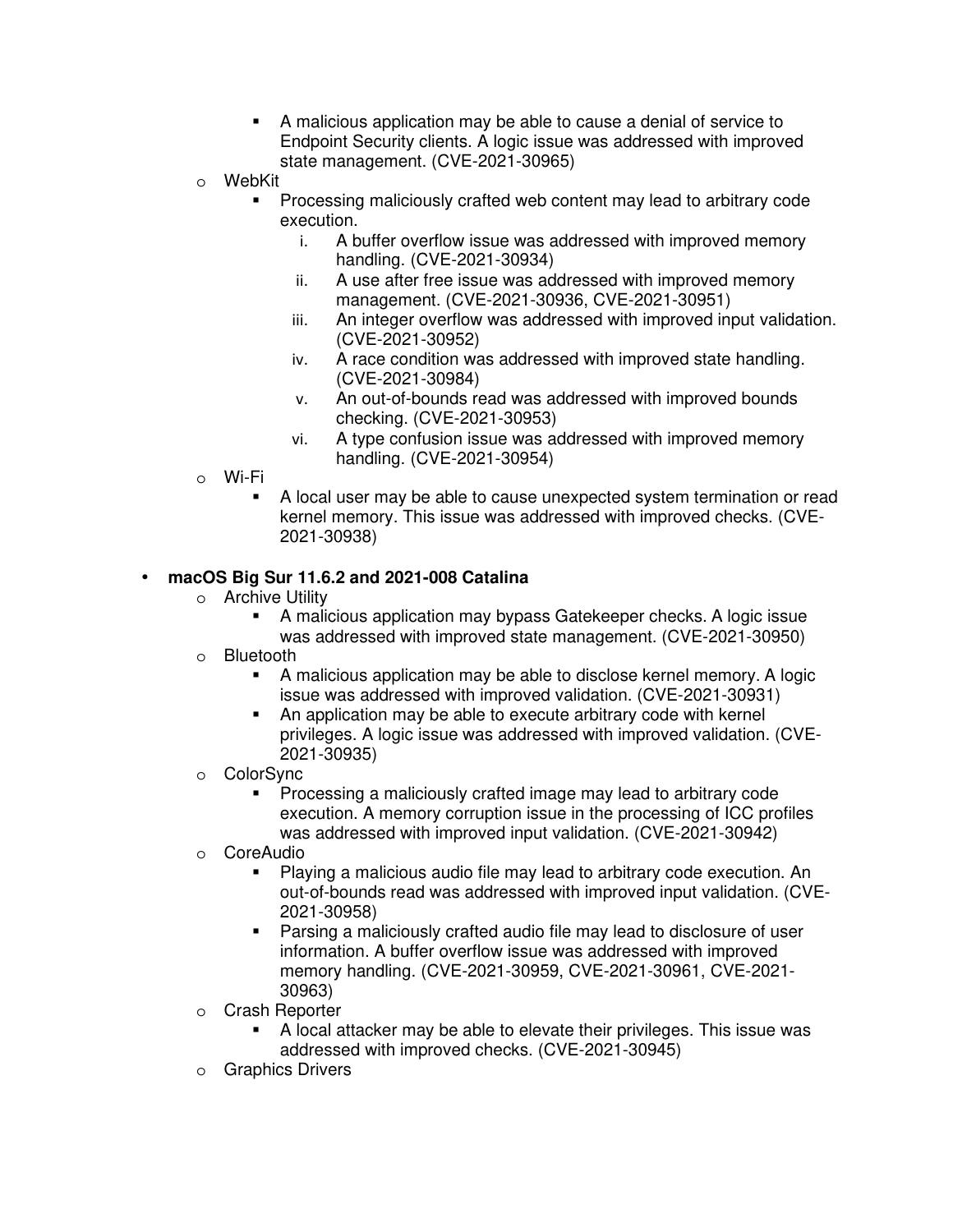- A malicious application may be able to cause a denial of service to Endpoint Security clients. A logic issue was addressed with improved state management. (CVE-2021-30965)
    - WebKit
        - Processing maliciously crafted web content may lead to arbitrary code execution.
            1. A buffer overflow issue was addressed with improved memory handling. (CVE-2021-30934)
            2. A use after free issue was addressed with improved memory management. (CVE-2021-30936, CVE-2021-30951)
            3. An integer overflow was addressed with improved input validation. (CVE-2021-30952)
            4. A race condition was addressed with improved state handling. (CVE-2021-30984)
            5. An out-of-bounds read was addressed with improved bounds checking. (CVE-2021-30953)
            6. A type confusion issue was addressed with improved memory handling. (CVE-2021-30954)
    - Wi-Fi
        - A local user may be able to cause unexpected system termination or read kernel memory. This issue was addressed with improved checks. (CVE-2021-30938)

- **macOS Big Sur 11.6.2 and 2021-008 Catalina**
    - Archive Utility
        - A malicious application may bypass Gatekeeper checks. A logic issue was addressed with improved state management. (CVE-2021-30950)
    - Bluetooth
        - A malicious application may be able to disclose kernel memory. A logic issue was addressed with improved validation. (CVE-2021-30931)
        - An application may be able to execute arbitrary code with kernel privileges. A logic issue was addressed with improved validation. (CVE-2021-30935)
    - ColorSync
        - Processing a maliciously crafted image may lead to arbitrary code execution. A memory corruption issue in the processing of ICC profiles was addressed with improved input validation. (CVE-2021-30942)
    - CoreAudio
        - Playing a malicious audio file may lead to arbitrary code execution. An out-of-bounds read was addressed with improved input validation. (CVE-2021-30958)
        - Parsing a maliciously crafted audio file may lead to disclosure of user information. A buffer overflow issue was addressed with improved memory handling. (CVE-2021-30959, CVE-2021-30961, CVE-2021-30963)
    - Crash Reporter
        - A local attacker may be able to elevate their privileges. This issue was addressed with improved checks. (CVE-2021-30945)
    - Graphics Drivers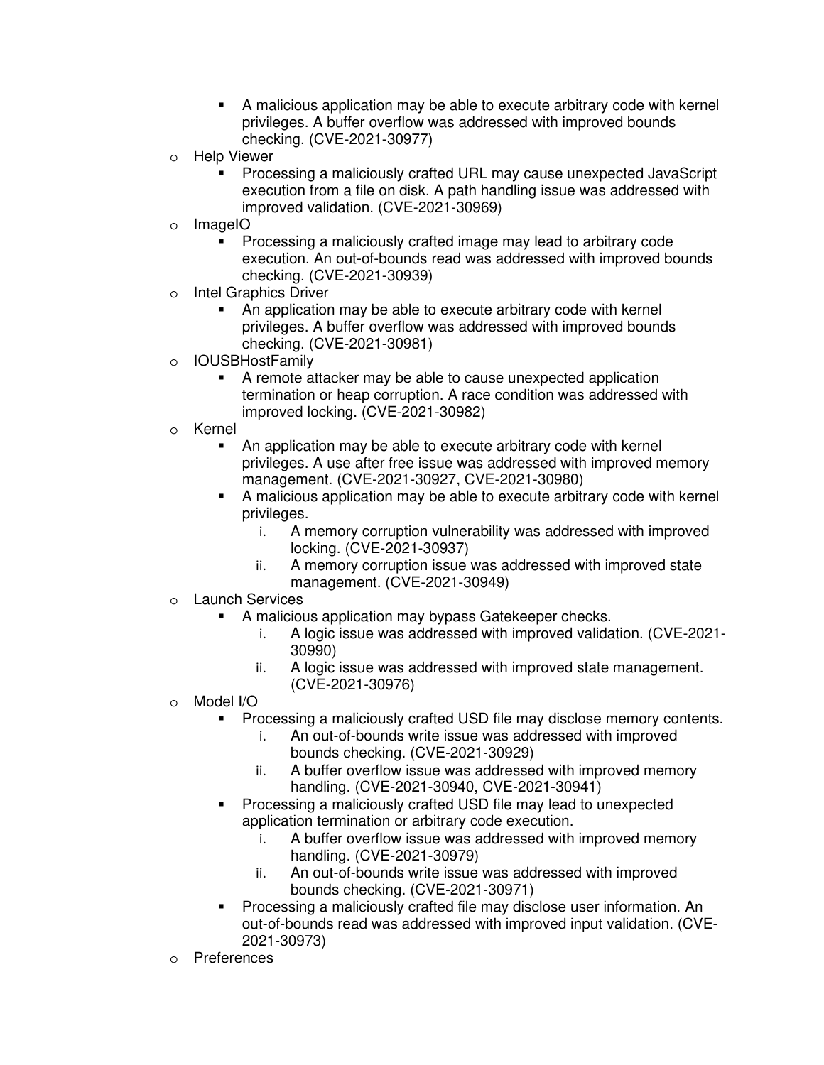- A malicious application may be able to execute arbitrary code with kernel privileges. A buffer overflow was addressed with improved bounds checking. (CVE-2021-30977)
- Help Viewer
    - Processing a maliciously crafted URL may cause unexpected JavaScript execution from a file on disk. A path handling issue was addressed with improved validation. (CVE-2021-30969)
- ImageIO
    - Processing a maliciously crafted image may lead to arbitrary code execution. An out-of-bounds read was addressed with improved bounds checking. (CVE-2021-30939)
- Intel Graphics Driver
    - An application may be able to execute arbitrary code with kernel privileges. A buffer overflow was addressed with improved bounds checking. (CVE-2021-30981)
- IOUSBHostFamily
    - A remote attacker may be able to cause unexpected application termination or heap corruption. A race condition was addressed with improved locking. (CVE-2021-30982)
- Kernel
    - An application may be able to execute arbitrary code with kernel privileges. A use after free issue was addressed with improved memory management. (CVE-2021-30927, CVE-2021-30980)
    - A malicious application may be able to execute arbitrary code with kernel privileges.
        i. A memory corruption vulnerability was addressed with improved locking. (CVE-2021-30937)
        ii. A memory corruption issue was addressed with improved state management. (CVE-2021-30949)
- Launch Services
    - A malicious application may bypass Gatekeeper checks.
        i. A logic issue was addressed with improved validation. (CVE-2021-30990)
        ii. A logic issue was addressed with improved state management. (CVE-2021-30976)
- Model I/O
    - Processing a maliciously crafted USD file may disclose memory contents.
        i. An out-of-bounds write issue was addressed with improved bounds checking. (CVE-2021-30929)
        ii. A buffer overflow issue was addressed with improved memory handling. (CVE-2021-30940, CVE-2021-30941)
    - Processing a maliciously crafted USD file may lead to unexpected application termination or arbitrary code execution.
        i. A buffer overflow issue was addressed with improved memory handling. (CVE-2021-30979)
        ii. An out-of-bounds write issue was addressed with improved bounds checking. (CVE-2021-30971)
    - Processing a maliciously crafted file may disclose user information. An out-of-bounds read was addressed with improved input validation. (CVE-2021-30973)
- Preferences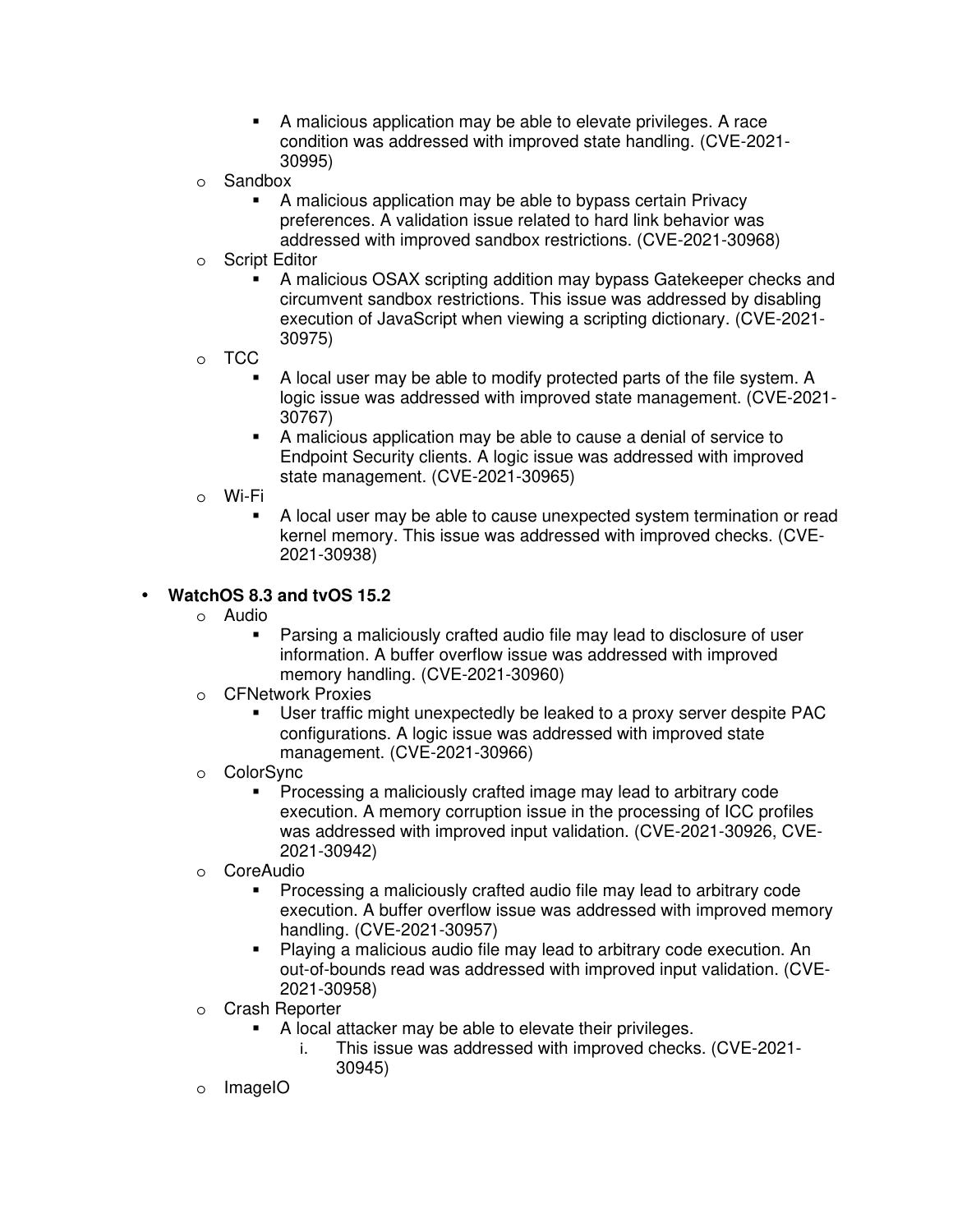- A malicious application may be able to elevate privileges. A race condition was addressed with improved state handling. (CVE-2021-30995)
  - Sandbox
    - A malicious application may be able to bypass certain Privacy preferences. A validation issue related to hard link behavior was addressed with improved sandbox restrictions. (CVE-2021-30968)
  - Script Editor
    - A malicious OSAX scripting addition may bypass Gatekeeper checks and circumvent sandbox restrictions. This issue was addressed by disabling execution of JavaScript when viewing a scripting dictionary. (CVE-2021-30975)
  - TCC
    - A local user may be able to modify protected parts of the file system. A logic issue was addressed with improved state management. (CVE-2021-30767)
    - A malicious application may be able to cause a denial of service to Endpoint Security clients. A logic issue was addressed with improved state management. (CVE-2021-30965)
  - Wi-Fi
    - A local user may be able to cause unexpected system termination or read kernel memory. This issue was addressed with improved checks. (CVE-2021-30938)

- **WatchOS 8.3 and tvOS 15.2**
  - Audio
    - Parsing a maliciously crafted audio file may lead to disclosure of user information. A buffer overflow issue was addressed with improved memory handling. (CVE-2021-30960)
  - CFNetwork Proxies
    - User traffic might unexpectedly be leaked to a proxy server despite PAC configurations. A logic issue was addressed with improved state management. (CVE-2021-30966)
  - ColorSync
    - Processing a maliciously crafted image may lead to arbitrary code execution. A memory corruption issue in the processing of ICC profiles was addressed with improved input validation. (CVE-2021-30926, CVE-2021-30942)
  - CoreAudio
    - Processing a maliciously crafted audio file may lead to arbitrary code execution. A buffer overflow issue was addressed with improved memory handling. (CVE-2021-30957)
    - Playing a malicious audio file may lead to arbitrary code execution. An out-of-bounds read was addressed with improved input validation. (CVE-2021-30958)
  - Crash Reporter
    - A local attacker may be able to elevate their privileges.
      1. This issue was addressed with improved checks. (CVE-2021-30945)
  - ImageIO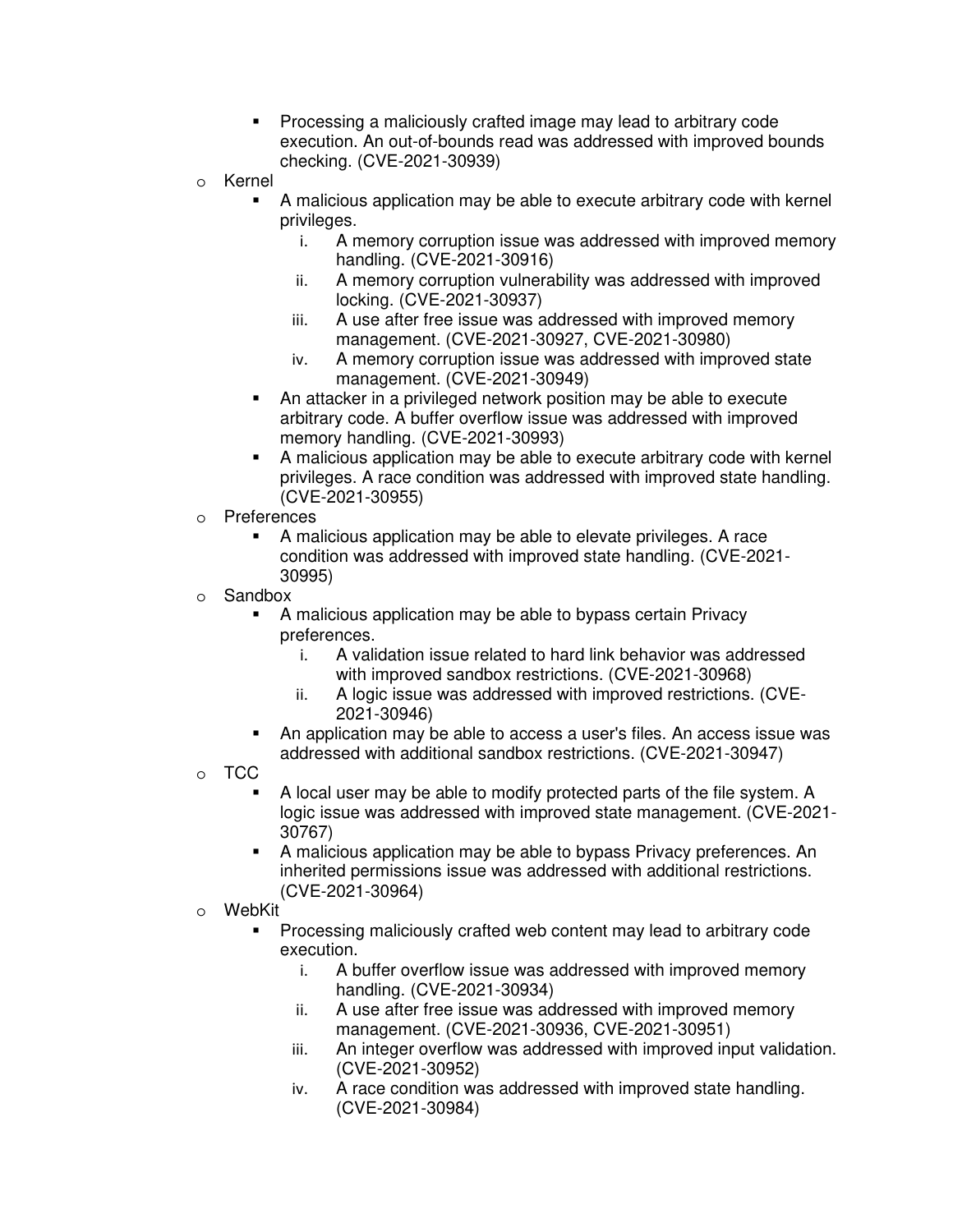- Processing a maliciously crafted image may lead to arbitrary code execution. An out-of-bounds read was addressed with improved bounds checking. (CVE-2021-30939)
    - Kernel
        - A malicious application may be able to execute arbitrary code with kernel privileges.
            1. A memory corruption issue was addressed with improved memory handling. (CVE-2021-30916)
            2. A memory corruption vulnerability was addressed with improved locking. (CVE-2021-30937)
            3. A use after free issue was addressed with improved memory management. (CVE-2021-30927, CVE-2021-30980)
            4. A memory corruption issue was addressed with improved state management. (CVE-2021-30949)
        - An attacker in a privileged network position may be able to execute arbitrary code. A buffer overflow issue was addressed with improved memory handling. (CVE-2021-30993)
        - A malicious application may be able to execute arbitrary code with kernel privileges. A race condition was addressed with improved state handling. (CVE-2021-30955)
    - Preferences
        - A malicious application may be able to elevate privileges. A race condition was addressed with improved state handling. (CVE-2021-30995)
    - Sandbox
        - A malicious application may be able to bypass certain Privacy preferences.
            1. A validation issue related to hard link behavior was addressed with improved sandbox restrictions. (CVE-2021-30968)
            2. A logic issue was addressed with improved restrictions. (CVE-2021-30946)
        - An application may be able to access a user's files. An access issue was addressed with additional sandbox restrictions. (CVE-2021-30947)
    - TCC
        - A local user may be able to modify protected parts of the file system. A logic issue was addressed with improved state management. (CVE-2021-30767)
        - A malicious application may be able to bypass Privacy preferences. An inherited permissions issue was addressed with additional restrictions. (CVE-2021-30964)
    - WebKit
        - Processing maliciously crafted web content may lead to arbitrary code execution.
            1. A buffer overflow issue was addressed with improved memory handling. (CVE-2021-30934)
            2. A use after free issue was addressed with improved memory management. (CVE-2021-30936, CVE-2021-30951)
            3. An integer overflow was addressed with improved input validation. (CVE-2021-30952)
            4. A race condition was addressed with improved state handling. (CVE-2021-30984)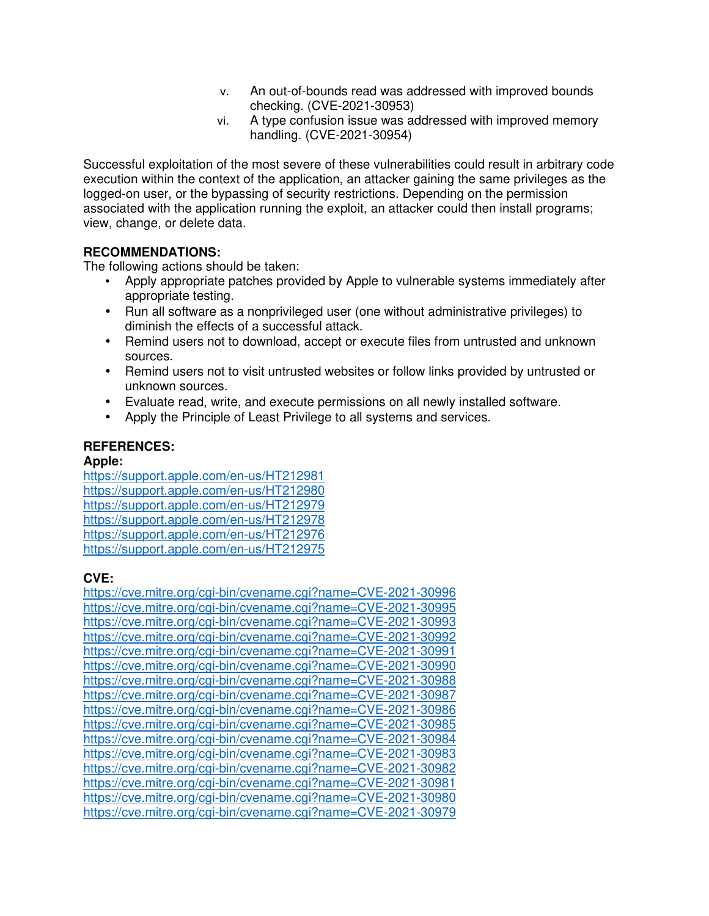v. An out-of-bounds read was addressed with improved bounds checking. (CVE-2021-30953)
vi. A type confusion issue was addressed with improved memory handling. (CVE-2021-30954)

Successful exploitation of the most severe of these vulnerabilities could result in arbitrary code execution within the context of the application, an attacker gaining the same privileges as the logged-on user, or the bypassing of security restrictions. Depending on the permission associated with the application running the exploit, an attacker could then install programs; view, change, or delete data.

**RECOMMENDATIONS:**
The following actions should be taken:

- Apply appropriate patches provided by Apple to vulnerable systems immediately after appropriate testing.
- Run all software as a nonprivileged user (one without administrative privileges) to diminish the effects of a successful attack.
- Remind users not to download, accept or execute files from untrusted and unknown sources.
- Remind users not to visit untrusted websites or follow links provided by untrusted or unknown sources.
- Evaluate read, write, and execute permissions on all newly installed software.
- Apply the Principle of Least Privilege to all systems and services.

**REFERENCES:**
**Apple:**
https://support.apple.com/en-us/HT212981
https://support.apple.com/en-us/HT212980
https://support.apple.com/en-us/HT212979
https://support.apple.com/en-us/HT212978
https://support.apple.com/en-us/HT212976
https://support.apple.com/en-us/HT212975

**CVE:**
https://cve.mitre.org/cgi-bin/cvename.cgi?name=CVE-2021-30996
https://cve.mitre.org/cgi-bin/cvename.cgi?name=CVE-2021-30995
https://cve.mitre.org/cgi-bin/cvename.cgi?name=CVE-2021-30993
https://cve.mitre.org/cgi-bin/cvename.cgi?name=CVE-2021-30992
https://cve.mitre.org/cgi-bin/cvename.cgi?name=CVE-2021-30991
https://cve.mitre.org/cgi-bin/cvename.cgi?name=CVE-2021-30990
https://cve.mitre.org/cgi-bin/cvename.cgi?name=CVE-2021-30988
https://cve.mitre.org/cgi-bin/cvename.cgi?name=CVE-2021-30987
https://cve.mitre.org/cgi-bin/cvename.cgi?name=CVE-2021-30986
https://cve.mitre.org/cgi-bin/cvename.cgi?name=CVE-2021-30985
https://cve.mitre.org/cgi-bin/cvename.cgi?name=CVE-2021-30984
https://cve.mitre.org/cgi-bin/cvename.cgi?name=CVE-2021-30983
https://cve.mitre.org/cgi-bin/cvename.cgi?name=CVE-2021-30982
https://cve.mitre.org/cgi-bin/cvename.cgi?name=CVE-2021-30981
https://cve.mitre.org/cgi-bin/cvename.cgi?name=CVE-2021-30980
https://cve.mitre.org/cgi-bin/cvename.cgi?name=CVE-2021-30979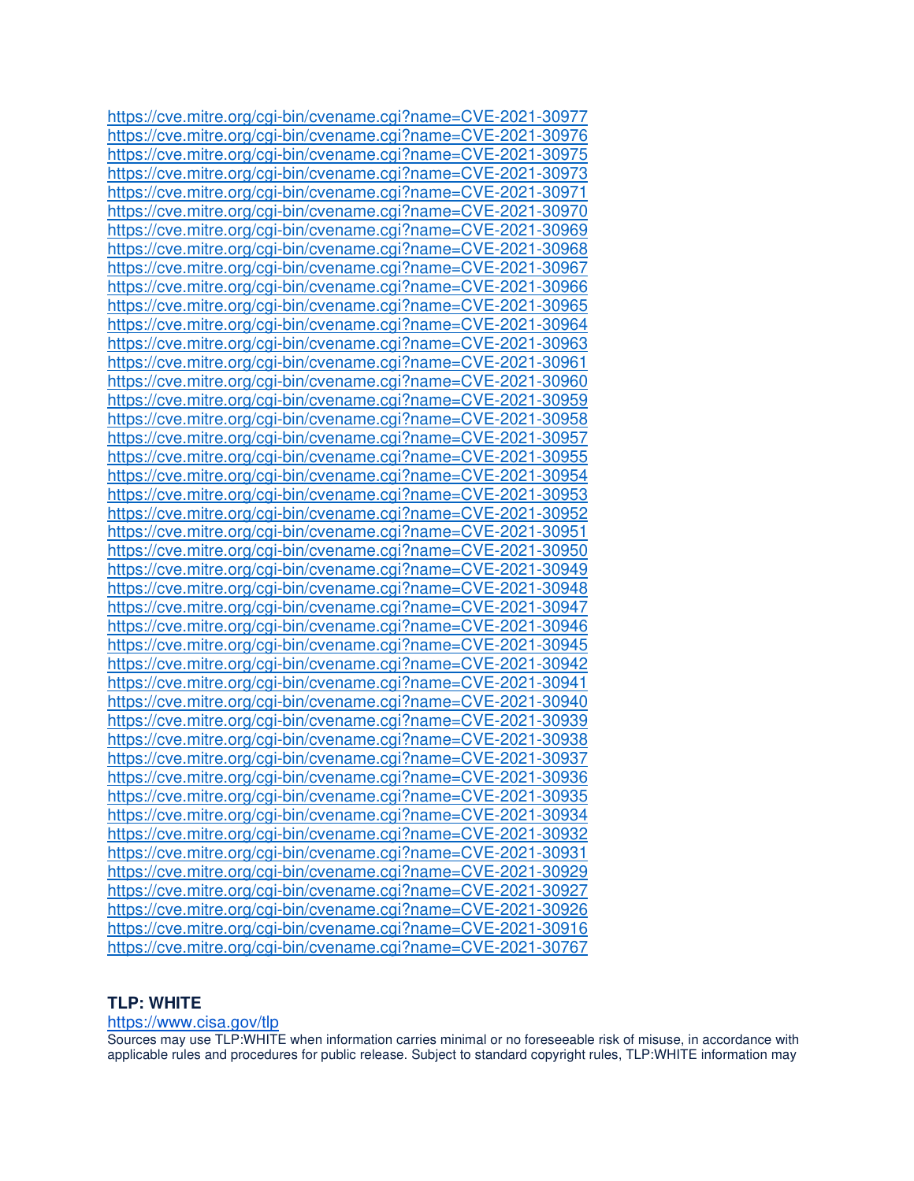https://cve.mitre.org/cgi-bin/cvename.cgi?name=CVE-2021-30977
https://cve.mitre.org/cgi-bin/cvename.cgi?name=CVE-2021-30976
https://cve.mitre.org/cgi-bin/cvename.cgi?name=CVE-2021-30975
https://cve.mitre.org/cgi-bin/cvename.cgi?name=CVE-2021-30973
https://cve.mitre.org/cgi-bin/cvename.cgi?name=CVE-2021-30971
https://cve.mitre.org/cgi-bin/cvename.cgi?name=CVE-2021-30970
https://cve.mitre.org/cgi-bin/cvename.cgi?name=CVE-2021-30969
https://cve.mitre.org/cgi-bin/cvename.cgi?name=CVE-2021-30968
https://cve.mitre.org/cgi-bin/cvename.cgi?name=CVE-2021-30967
https://cve.mitre.org/cgi-bin/cvename.cgi?name=CVE-2021-30966
https://cve.mitre.org/cgi-bin/cvename.cgi?name=CVE-2021-30965
https://cve.mitre.org/cgi-bin/cvename.cgi?name=CVE-2021-30964
https://cve.mitre.org/cgi-bin/cvename.cgi?name=CVE-2021-30963
https://cve.mitre.org/cgi-bin/cvename.cgi?name=CVE-2021-30961
https://cve.mitre.org/cgi-bin/cvename.cgi?name=CVE-2021-30960
https://cve.mitre.org/cgi-bin/cvename.cgi?name=CVE-2021-30959
https://cve.mitre.org/cgi-bin/cvename.cgi?name=CVE-2021-30958
https://cve.mitre.org/cgi-bin/cvename.cgi?name=CVE-2021-30957
https://cve.mitre.org/cgi-bin/cvename.cgi?name=CVE-2021-30955
https://cve.mitre.org/cgi-bin/cvename.cgi?name=CVE-2021-30954
https://cve.mitre.org/cgi-bin/cvename.cgi?name=CVE-2021-30953
https://cve.mitre.org/cgi-bin/cvename.cgi?name=CVE-2021-30952
https://cve.mitre.org/cgi-bin/cvename.cgi?name=CVE-2021-30951
https://cve.mitre.org/cgi-bin/cvename.cgi?name=CVE-2021-30950
https://cve.mitre.org/cgi-bin/cvename.cgi?name=CVE-2021-30949
https://cve.mitre.org/cgi-bin/cvename.cgi?name=CVE-2021-30948
https://cve.mitre.org/cgi-bin/cvename.cgi?name=CVE-2021-30947
https://cve.mitre.org/cgi-bin/cvename.cgi?name=CVE-2021-30946
https://cve.mitre.org/cgi-bin/cvename.cgi?name=CVE-2021-30945
https://cve.mitre.org/cgi-bin/cvename.cgi?name=CVE-2021-30942
https://cve.mitre.org/cgi-bin/cvename.cgi?name=CVE-2021-30941
https://cve.mitre.org/cgi-bin/cvename.cgi?name=CVE-2021-30940
https://cve.mitre.org/cgi-bin/cvename.cgi?name=CVE-2021-30939
https://cve.mitre.org/cgi-bin/cvename.cgi?name=CVE-2021-30938
https://cve.mitre.org/cgi-bin/cvename.cgi?name=CVE-2021-30937
https://cve.mitre.org/cgi-bin/cvename.cgi?name=CVE-2021-30936
https://cve.mitre.org/cgi-bin/cvename.cgi?name=CVE-2021-30935
https://cve.mitre.org/cgi-bin/cvename.cgi?name=CVE-2021-30934
https://cve.mitre.org/cgi-bin/cvename.cgi?name=CVE-2021-30932
https://cve.mitre.org/cgi-bin/cvename.cgi?name=CVE-2021-30931
https://cve.mitre.org/cgi-bin/cvename.cgi?name=CVE-2021-30929
https://cve.mitre.org/cgi-bin/cvename.cgi?name=CVE-2021-30927
https://cve.mitre.org/cgi-bin/cvename.cgi?name=CVE-2021-30926
https://cve.mitre.org/cgi-bin/cvename.cgi?name=CVE-2021-30916
https://cve.mitre.org/cgi-bin/cvename.cgi?name=CVE-2021-30767

**TLP: WHITE**

https://www.cisa.gov/tlp

Sources may use TLP:WHITE when information carries minimal or no foreseeable risk of misuse, in accordance with applicable rules and procedures for public release. Subject to standard copyright rules, TLP:WHITE information may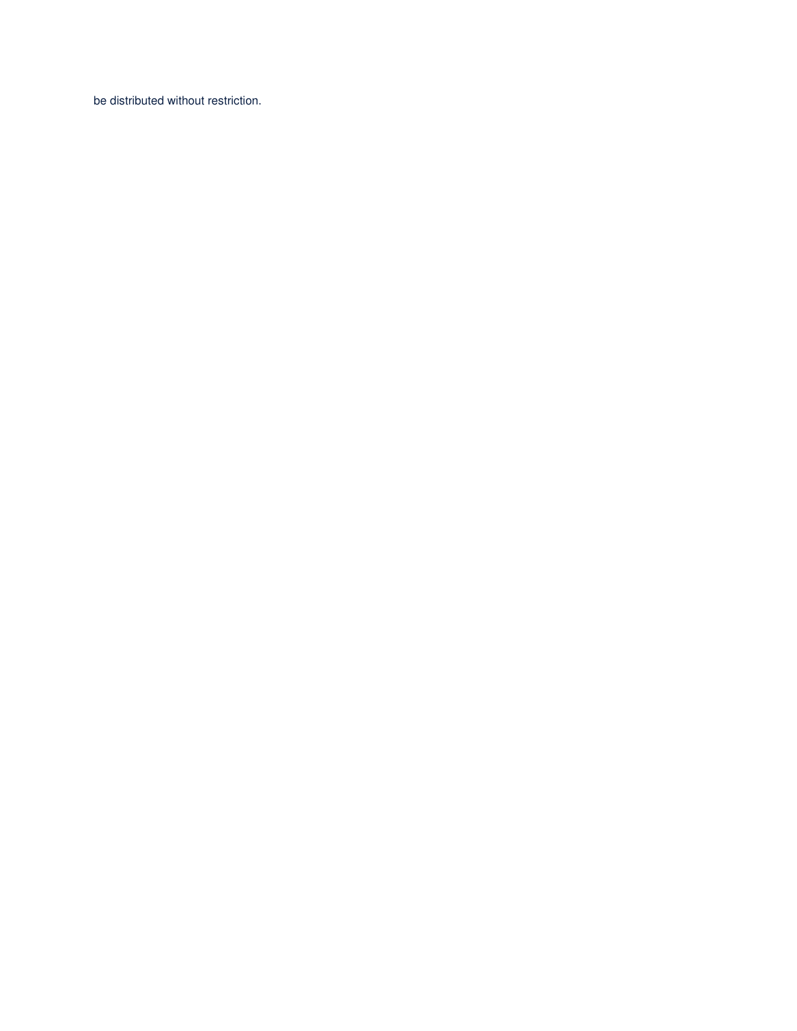be distributed without restriction.